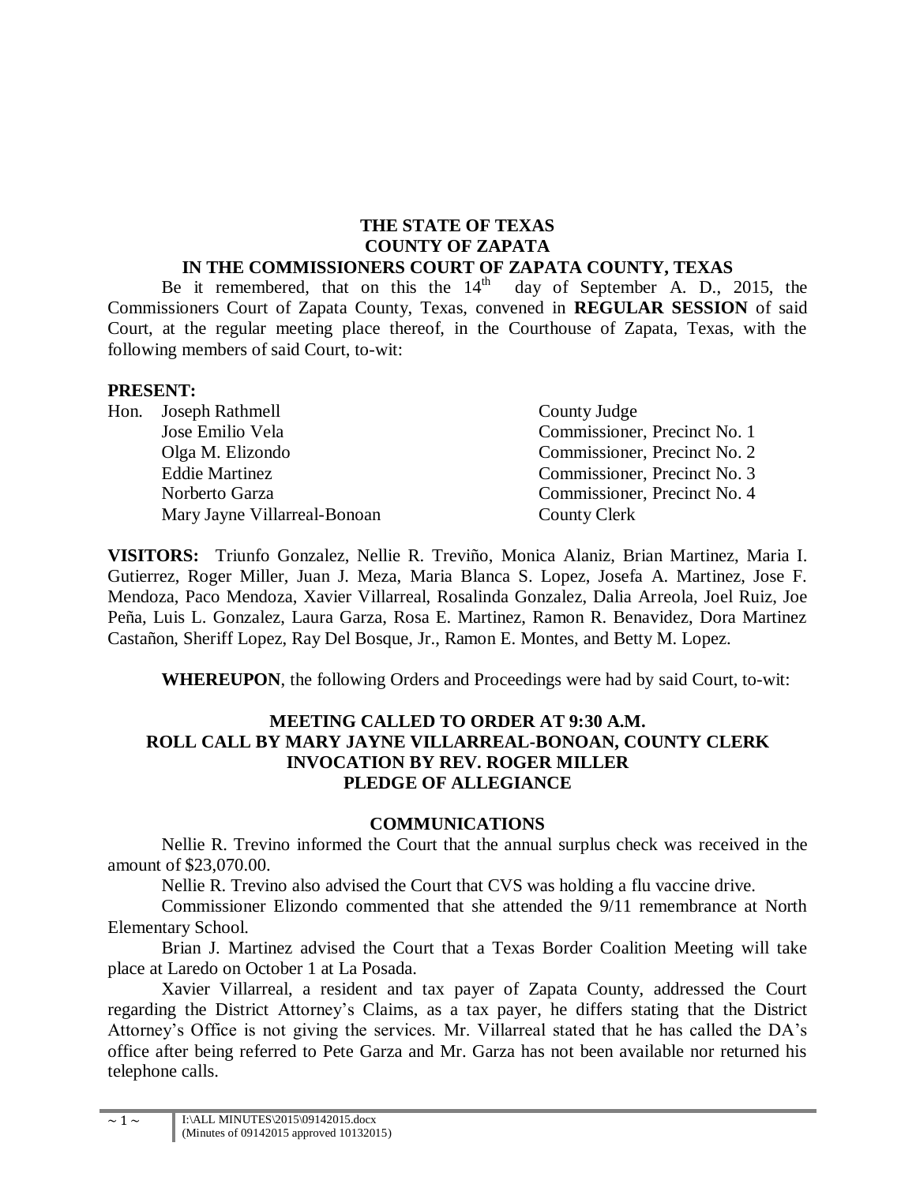**THE STATE OF TEXAS**
**COUNTY OF ZAPATA**
**IN THE COMMISSIONERS COURT OF ZAPATA COUNTY, TEXAS**

Be it remembered, that on this the 14th day of September A. D., 2015, the Commissioners Court of Zapata County, Texas, convened in **REGULAR SESSION** of said Court, at the regular meeting place thereof, in the Courthouse of Zapata, Texas, with the following members of said Court, to-wit:

**PRESENT:**

| | | |
|---|---|---|
| Hon. | Joseph Rathmell | County Judge |
| | Jose Emilio Vela | Commissioner, Precinct No. 1 |
| | Olga M. Elizondo | Commissioner, Precinct No. 2 |
| | Eddie Martinez | Commissioner, Precinct No. 3 |
| | Norberto Garza | Commissioner, Precinct No. 4 |
| | Mary Jayne Villarreal-Bonoan | County Clerk |

**VISITORS:** Triunfo Gonzalez, Nellie R. Treviño, Monica Alaniz, Brian Martinez, Maria I. Gutierrez, Roger Miller, Juan J. Meza, Maria Blanca S. Lopez, Josefa A. Martinez, Jose F. Mendoza, Paco Mendoza, Xavier Villarreal, Rosalinda Gonzalez, Dalia Arreola, Joel Ruiz, Joe Peña, Luis L. Gonzalez, Laura Garza, Rosa E. Martinez, Ramon R. Benavidez, Dora Martinez Castañon, Sheriff Lopez, Ray Del Bosque, Jr., Ramon E. Montes, and Betty M. Lopez.

**WHEREUPON**, the following Orders and Proceedings were had by said Court, to-wit:

**MEETING CALLED TO ORDER AT 9:30 A.M.**
**ROLL CALL BY MARY JAYNE VILLARREAL-BONOAN, COUNTY CLERK**
**INVOCATION BY REV. ROGER MILLER**
**PLEDGE OF ALLEGIANCE**

**COMMUNICATIONS**

Nellie R. Trevino informed the Court that the annual surplus check was received in the amount of $23,070.00.

Nellie R. Trevino also advised the Court that CVS was holding a flu vaccine drive.

Commissioner Elizondo commented that she attended the 9/11 remembrance at North Elementary School.

Brian J. Martinez advised the Court that a Texas Border Coalition Meeting will take place at Laredo on October 1 at La Posada.

Xavier Villarreal, a resident and tax payer of Zapata County, addressed the Court regarding the District Attorney's Claims, as a tax payer, he differs stating that the District Attorney's Office is not giving the services. Mr. Villarreal stated that he has called the DA's office after being referred to Pete Garza and Mr. Garza has not been available nor returned his telephone calls.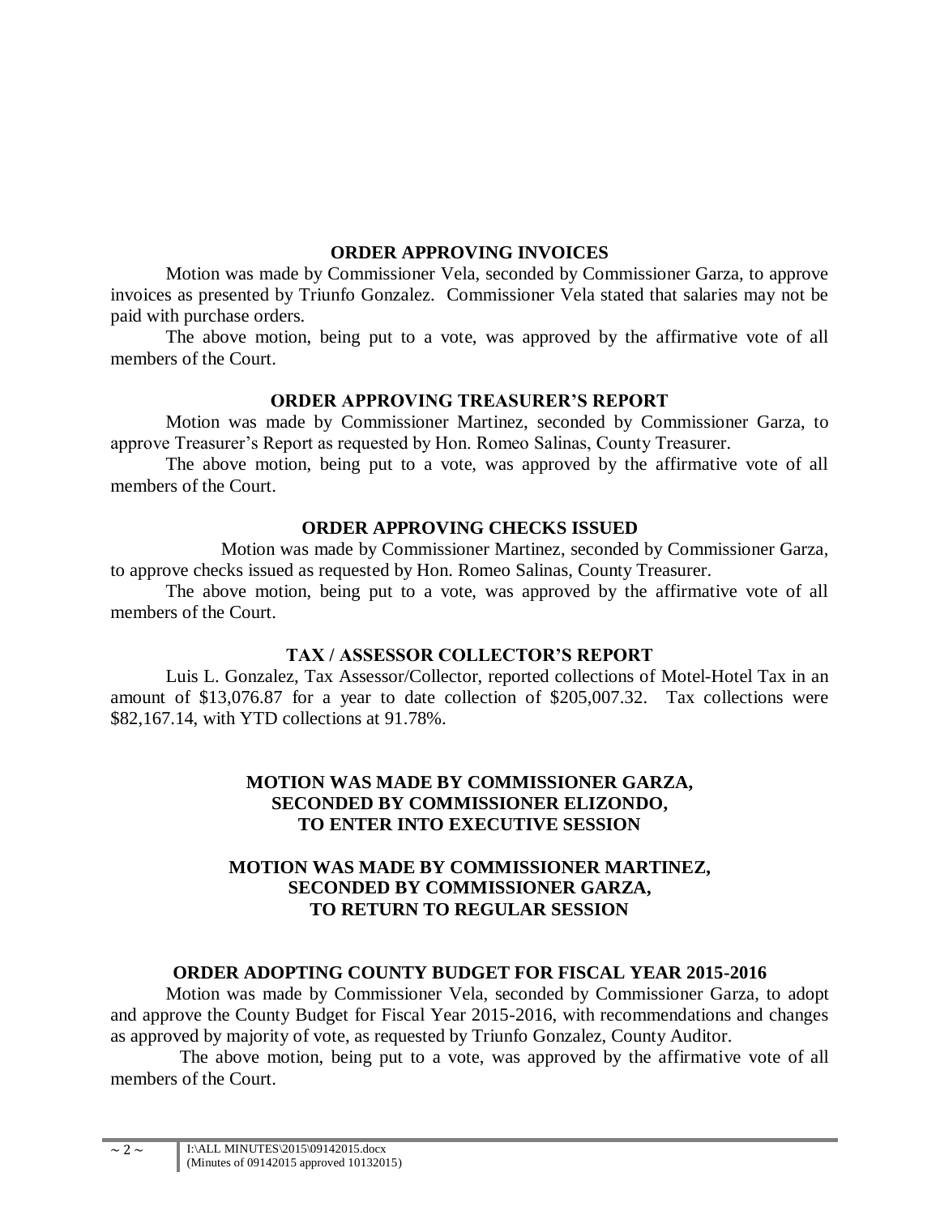**ORDER APPROVING INVOICES**

Motion was made by Commissioner Vela, seconded by Commissioner Garza, to approve invoices as presented by Triunfo Gonzalez. Commissioner Vela stated that salaries may not be paid with purchase orders.

The above motion, being put to a vote, was approved by the affirmative vote of all members of the Court.

**ORDER APPROVING TREASURER'S REPORT**

Motion was made by Commissioner Martinez, seconded by Commissioner Garza, to approve Treasurer's Report as requested by Hon. Romeo Salinas, County Treasurer.

The above motion, being put to a vote, was approved by the affirmative vote of all members of the Court.

**ORDER APPROVING CHECKS ISSUED**

Motion was made by Commissioner Martinez, seconded by Commissioner Garza, to approve checks issued as requested by Hon. Romeo Salinas, County Treasurer.

The above motion, being put to a vote, was approved by the affirmative vote of all members of the Court.

**TAX / ASSESSOR COLLECTOR'S REPORT**

Luis L. Gonzalez, Tax Assessor/Collector, reported collections of Motel-Hotel Tax in an amount of $13,076.87 for a year to date collection of $205,007.32. Tax collections were $82,167.14, with YTD collections at 91.78%.

**MOTION WAS MADE BY COMMISSIONER GARZA, SECONDED BY COMMISSIONER ELIZONDO, TO ENTER INTO EXECUTIVE SESSION**

**MOTION WAS MADE BY COMMISSIONER MARTINEZ, SECONDED BY COMMISSIONER GARZA, TO RETURN TO REGULAR SESSION**

**ORDER ADOPTING COUNTY BUDGET FOR FISCAL YEAR 2015-2016**

Motion was made by Commissioner Vela, seconded by Commissioner Garza, to adopt and approve the County Budget for Fiscal Year 2015-2016, with recommendations and changes as approved by majority of vote, as requested by Triunfo Gonzalez, County Auditor.

The above motion, being put to a vote, was approved by the affirmative vote of all members of the Court.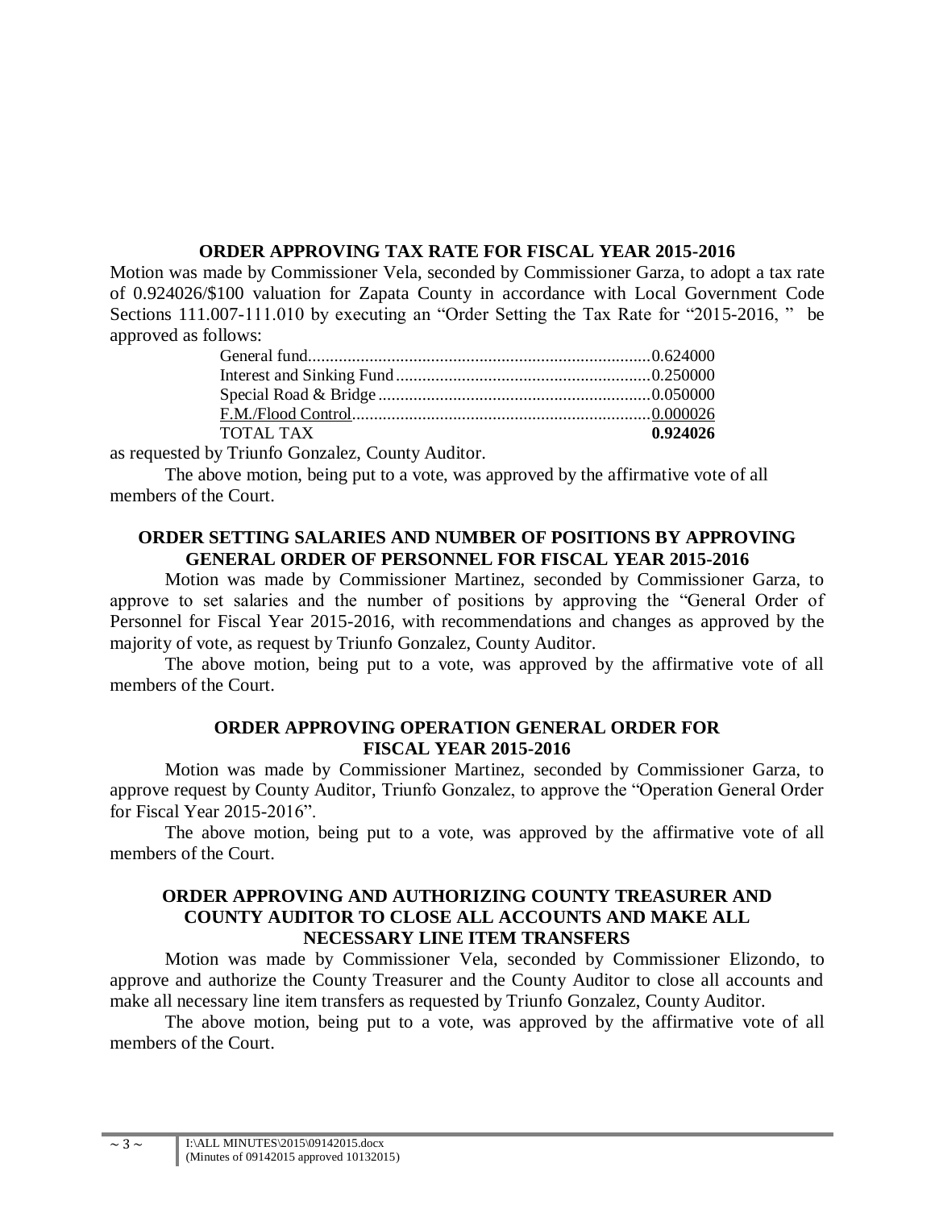### ORDER APPROVING TAX RATE FOR FISCAL YEAR 2015-2016

Motion was made by Commissioner Vela, seconded by Commissioner Garza, to adopt a tax rate of 0.924026/$100 valuation for Zapata County in accordance with Local Government Code Sections 111.007-111.010 by executing an "Order Setting the Tax Rate for "2015-2016, " be approved as follows:

| | |
|---|---|
| General fund | 0.624000 |
| Interest and Sinking Fund | 0.250000 |
| Special Road & Bridge | 0.050000 |
| F.M./Flood Control | 0.000026 |
| TOTAL TAX | **0.924026** |

as requested by Triunfo Gonzalez, County Auditor.

The above motion, being put to a vote, was approved by the affirmative vote of all members of the Court.

### ORDER SETTING SALARIES AND NUMBER OF POSITIONS BY APPROVING GENERAL ORDER OF PERSONNEL FOR FISCAL YEAR 2015-2016

Motion was made by Commissioner Martinez, seconded by Commissioner Garza, to approve to set salaries and the number of positions by approving the "General Order of Personnel for Fiscal Year 2015-2016, with recommendations and changes as approved by the majority of vote, as request by Triunfo Gonzalez, County Auditor.

The above motion, being put to a vote, was approved by the affirmative vote of all members of the Court.

### ORDER APPROVING OPERATION GENERAL ORDER FOR FISCAL YEAR 2015-2016

Motion was made by Commissioner Martinez, seconded by Commissioner Garza, to approve request by County Auditor, Triunfo Gonzalez, to approve the "Operation General Order for Fiscal Year 2015-2016".

The above motion, being put to a vote, was approved by the affirmative vote of all members of the Court.

### ORDER APPROVING AND AUTHORIZING COUNTY TREASURER AND COUNTY AUDITOR TO CLOSE ALL ACCOUNTS AND MAKE ALL NECESSARY LINE ITEM TRANSFERS

Motion was made by Commissioner Vela, seconded by Commissioner Elizondo, to approve and authorize the County Treasurer and the County Auditor to close all accounts and make all necessary line item transfers as requested by Triunfo Gonzalez, County Auditor.

The above motion, being put to a vote, was approved by the affirmative vote of all members of the Court.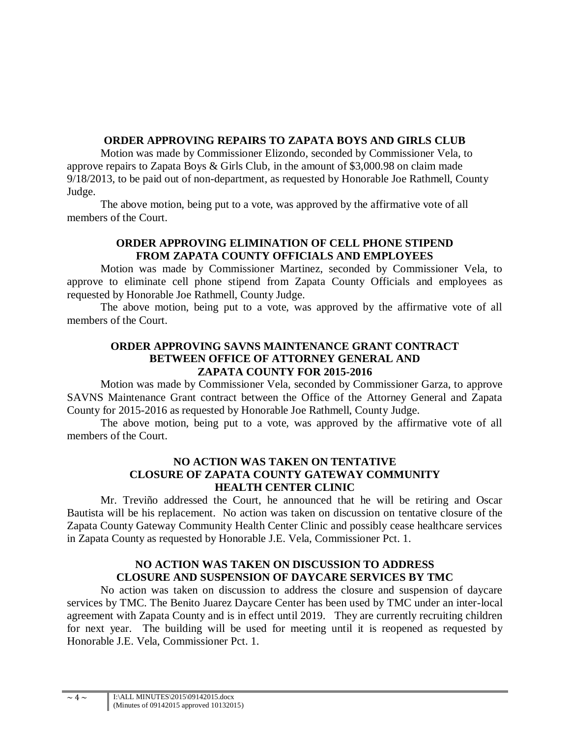**ORDER APPROVING REPAIRS TO ZAPATA BOYS AND GIRLS CLUB**

Motion was made by Commissioner Elizondo, seconded by Commissioner Vela, to approve repairs to Zapata Boys & Girls Club, in the amount of $3,000.98 on claim made 9/18/2013, to be paid out of non-department, as requested by Honorable Joe Rathmell, County Judge.

The above motion, being put to a vote, was approved by the affirmative vote of all members of the Court.

**ORDER APPROVING ELIMINATION OF CELL PHONE STIPEND FROM ZAPATA COUNTY OFFICIALS AND EMPLOYEES**

Motion was made by Commissioner Martinez, seconded by Commissioner Vela, to approve to eliminate cell phone stipend from Zapata County Officials and employees as requested by Honorable Joe Rathmell, County Judge.

The above motion, being put to a vote, was approved by the affirmative vote of all members of the Court.

**ORDER APPROVING SAVNS MAINTENANCE GRANT CONTRACT BETWEEN OFFICE OF ATTORNEY GENERAL AND ZAPATA COUNTY FOR 2015-2016**

Motion was made by Commissioner Vela, seconded by Commissioner Garza, to approve SAVNS Maintenance Grant contract between the Office of the Attorney General and Zapata County for 2015-2016 as requested by Honorable Joe Rathmell, County Judge.

The above motion, being put to a vote, was approved by the affirmative vote of all members of the Court.

**NO ACTION WAS TAKEN ON TENTATIVE CLOSURE OF ZAPATA COUNTY GATEWAY COMMUNITY HEALTH CENTER CLINIC**

Mr. Treviño addressed the Court, he announced that he will be retiring and Oscar Bautista will be his replacement. No action was taken on discussion on tentative closure of the Zapata County Gateway Community Health Center Clinic and possibly cease healthcare services in Zapata County as requested by Honorable J.E. Vela, Commissioner Pct. 1.

**NO ACTION WAS TAKEN ON DISCUSSION TO ADDRESS CLOSURE AND SUSPENSION OF DAYCARE SERVICES BY TMC**

No action was taken on discussion to address the closure and suspension of daycare services by TMC. The Benito Juarez Daycare Center has been used by TMC under an inter-local agreement with Zapata County and is in effect until 2019. They are currently recruiting children for next year. The building will be used for meeting until it is reopened as requested by Honorable J.E. Vela, Commissioner Pct. 1.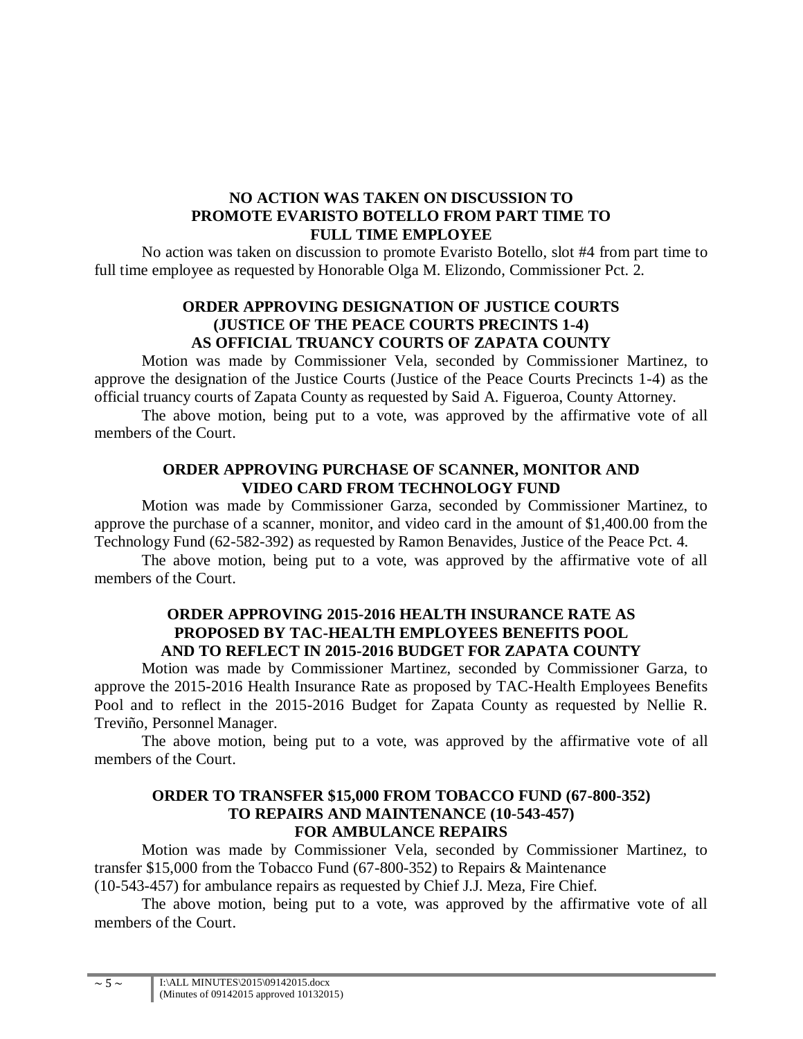**NO ACTION WAS TAKEN ON DISCUSSION TO PROMOTE EVARISTO BOTELLO FROM PART TIME TO FULL TIME EMPLOYEE**

No action was taken on discussion to promote Evaristo Botello, slot #4 from part time to full time employee as requested by Honorable Olga M. Elizondo, Commissioner Pct. 2.

**ORDER APPROVING DESIGNATION OF JUSTICE COURTS (JUSTICE OF THE PEACE COURTS PRECINTS 1-4) AS OFFICIAL TRUANCY COURTS OF ZAPATA COUNTY**

Motion was made by Commissioner Vela, seconded by Commissioner Martinez, to approve the designation of the Justice Courts (Justice of the Peace Courts Precincts 1-4) as the official truancy courts of Zapata County as requested by Said A. Figueroa, County Attorney.

The above motion, being put to a vote, was approved by the affirmative vote of all members of the Court.

**ORDER APPROVING PURCHASE OF SCANNER, MONITOR AND VIDEO CARD FROM TECHNOLOGY FUND**

Motion was made by Commissioner Garza, seconded by Commissioner Martinez, to approve the purchase of a scanner, monitor, and video card in the amount of $1,400.00 from the Technology Fund (62-582-392) as requested by Ramon Benavides, Justice of the Peace Pct. 4.

The above motion, being put to a vote, was approved by the affirmative vote of all members of the Court.

**ORDER APPROVING 2015-2016 HEALTH INSURANCE RATE AS PROPOSED BY TAC-HEALTH EMPLOYEES BENEFITS POOL AND TO REFLECT IN 2015-2016 BUDGET FOR ZAPATA COUNTY**

Motion was made by Commissioner Martinez, seconded by Commissioner Garza, to approve the 2015-2016 Health Insurance Rate as proposed by TAC-Health Employees Benefits Pool and to reflect in the 2015-2016 Budget for Zapata County as requested by Nellie R. Treviño, Personnel Manager.

The above motion, being put to a vote, was approved by the affirmative vote of all members of the Court.

**ORDER TO TRANSFER $15,000 FROM TOBACCO FUND (67-800-352) TO REPAIRS AND MAINTENANCE (10-543-457) FOR AMBULANCE REPAIRS**

Motion was made by Commissioner Vela, seconded by Commissioner Martinez, to transfer $15,000 from the Tobacco Fund (67-800-352) to Repairs & Maintenance (10-543-457) for ambulance repairs as requested by Chief J.J. Meza, Fire Chief.

The above motion, being put to a vote, was approved by the affirmative vote of all members of the Court.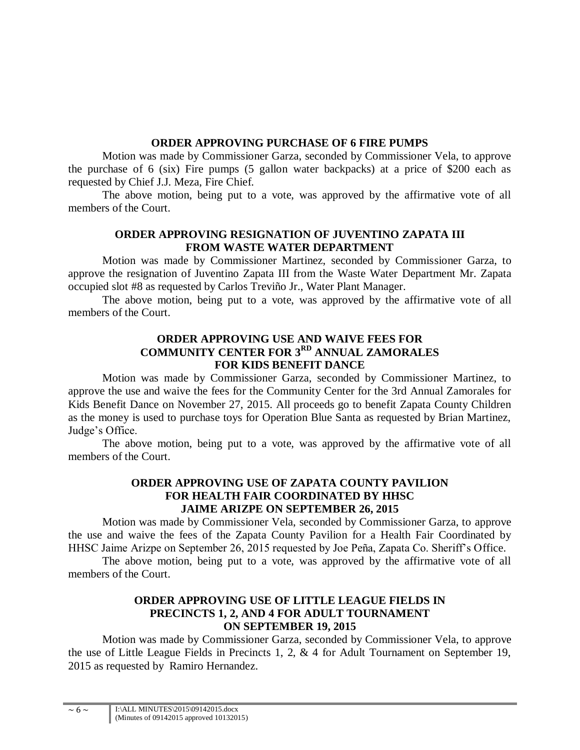**ORDER APPROVING PURCHASE OF 6 FIRE PUMPS**

Motion was made by Commissioner Garza, seconded by Commissioner Vela, to approve the purchase of 6 (six) Fire pumps (5 gallon water backpacks) at a price of $200 each as requested by Chief J.J. Meza, Fire Chief.

The above motion, being put to a vote, was approved by the affirmative vote of all members of the Court.

**ORDER APPROVING RESIGNATION OF JUVENTINO ZAPATA III FROM WASTE WATER DEPARTMENT**

Motion was made by Commissioner Martinez, seconded by Commissioner Garza, to approve the resignation of Juventino Zapata III from the Waste Water Department Mr. Zapata occupied slot #8 as requested by Carlos Treviño Jr., Water Plant Manager.

The above motion, being put to a vote, was approved by the affirmative vote of all members of the Court.

**ORDER APPROVING USE AND WAIVE FEES FOR COMMUNITY CENTER FOR 3RD ANNUAL ZAMORALES FOR KIDS BENEFIT DANCE**

Motion was made by Commissioner Garza, seconded by Commissioner Martinez, to approve the use and waive the fees for the Community Center for the 3rd Annual Zamorales for Kids Benefit Dance on November 27, 2015. All proceeds go to benefit Zapata County Children as the money is used to purchase toys for Operation Blue Santa as requested by Brian Martinez, Judge's Office.

The above motion, being put to a vote, was approved by the affirmative vote of all members of the Court.

**ORDER APPROVING USE OF ZAPATA COUNTY PAVILION FOR HEALTH FAIR COORDINATED BY HHSC JAIME ARIZPE ON SEPTEMBER 26, 2015**

Motion was made by Commissioner Vela, seconded by Commissioner Garza, to approve the use and waive the fees of the Zapata County Pavilion for a Health Fair Coordinated by HHSC Jaime Arizpe on September 26, 2015 requested by Joe Peña, Zapata Co. Sheriff's Office.

The above motion, being put to a vote, was approved by the affirmative vote of all members of the Court.

**ORDER APPROVING USE OF LITTLE LEAGUE FIELDS IN PRECINCTS 1, 2, AND 4 FOR ADULT TOURNAMENT ON SEPTEMBER 19, 2015**

Motion was made by Commissioner Garza, seconded by Commissioner Vela, to approve the use of Little League Fields in Precincts 1, 2, & 4 for Adult Tournament on September 19, 2015 as requested by Ramiro Hernandez.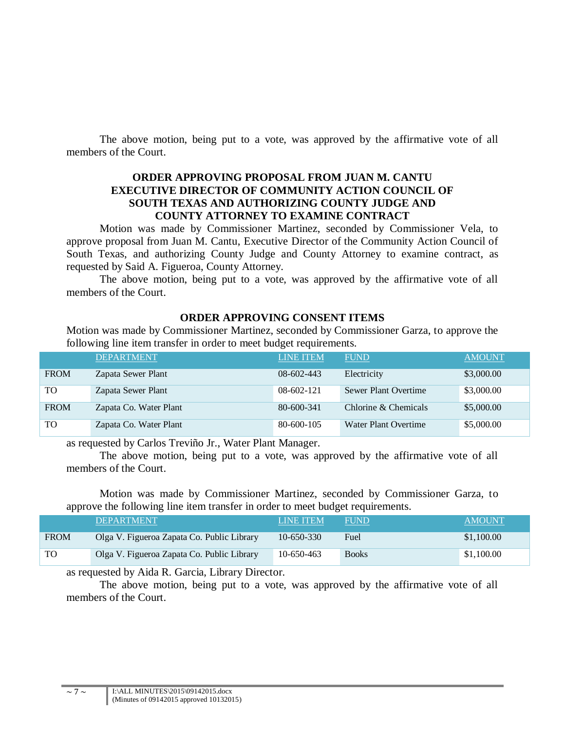The above motion, being put to a vote, was approved by the affirmative vote of all members of the Court.

**ORDER APPROVING PROPOSAL FROM JUAN M. CANTU EXECUTIVE DIRECTOR OF COMMUNITY ACTION COUNCIL OF SOUTH TEXAS AND AUTHORIZING COUNTY JUDGE AND COUNTY ATTORNEY TO EXAMINE CONTRACT**

Motion was made by Commissioner Martinez, seconded by Commissioner Vela, to approve proposal from Juan M. Cantu, Executive Director of the Community Action Council of South Texas, and authorizing County Judge and County Attorney to examine contract, as requested by Said A. Figueroa, County Attorney.

The above motion, being put to a vote, was approved by the affirmative vote of all members of the Court.

**ORDER APPROVING CONSENT ITEMS**

Motion was made by Commissioner Martinez, seconded by Commissioner Garza, to approve the following line item transfer in order to meet budget requirements.

| | DEPARTMENT | LINE ITEM | FUND | AMOUNT |
|---|---|---|---|---|
| FROM | Zapata Sewer Plant | 08-602-443 | Electricity | $3,000.00 |
| TO | Zapata Sewer Plant | 08-602-121 | Sewer Plant Overtime | $3,000.00 |
| FROM | Zapata Co. Water Plant | 80-600-341 | Chlorine & Chemicals | $5,000.00 |
| TO | Zapata Co. Water Plant | 80-600-105 | Water Plant Overtime | $5,000.00 |

as requested by Carlos Treviño Jr., Water Plant Manager.

The above motion, being put to a vote, was approved by the affirmative vote of all members of the Court.

Motion was made by Commissioner Martinez, seconded by Commissioner Garza, to approve the following line item transfer in order to meet budget requirements.

| | DEPARTMENT | LINE ITEM | FUND | AMOUNT |
|---|---|---|---|---|
| FROM | Olga V. Figueroa Zapata Co. Public Library | 10-650-330 | Fuel | $1,100.00 |
| TO | Olga V. Figueroa Zapata Co. Public Library | 10-650-463 | Books | $1,100.00 |

as requested by Aida R. Garcia, Library Director.

The above motion, being put to a vote, was approved by the affirmative vote of all members of the Court.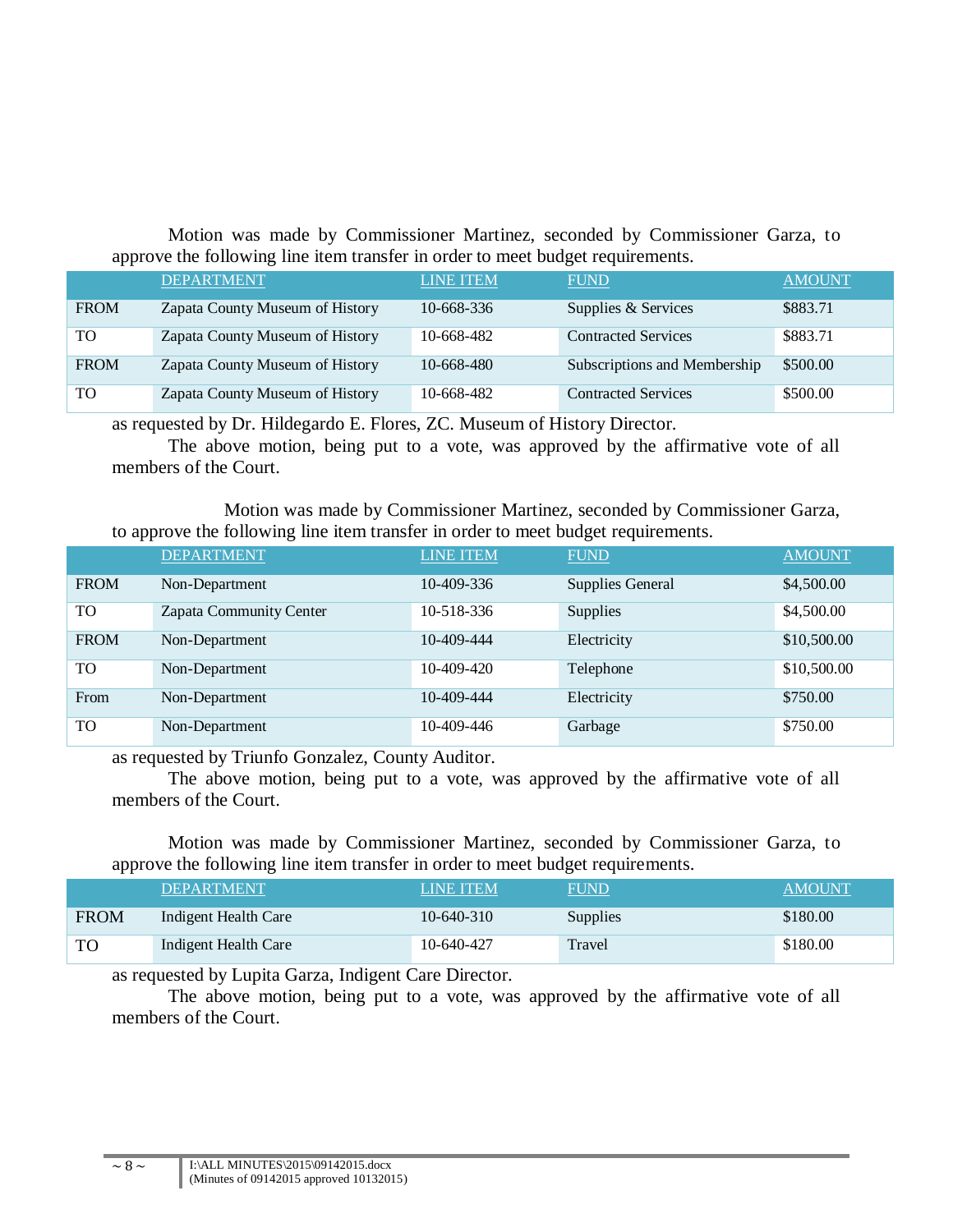Motion was made by Commissioner Martinez, seconded by Commissioner Garza, to approve the following line item transfer in order to meet budget requirements.

| | DEPARTMENT | LINE ITEM | FUND | AMOUNT |
|---|---|---|---|---|
| FROM | Zapata County Museum of History | 10-668-336 | Supplies & Services | $883.71 |
| TO | Zapata County Museum of History | 10-668-482 | Contracted Services | $883.71 |
| FROM | Zapata County Museum of History | 10-668-480 | Subscriptions and Membership | $500.00 |
| TO | Zapata County Museum of History | 10-668-482 | Contracted Services | $500.00 |

as requested by Dr. Hildegardo E. Flores, ZC. Museum of History Director.

The above motion, being put to a vote, was approved by the affirmative vote of all members of the Court.

Motion was made by Commissioner Martinez, seconded by Commissioner Garza, to approve the following line item transfer in order to meet budget requirements.

| | DEPARTMENT | LINE ITEM | FUND | AMOUNT |
|---|---|---|---|---|
| FROM | Non-Department | 10-409-336 | Supplies General | $4,500.00 |
| TO | Zapata Community Center | 10-518-336 | Supplies | $4,500.00 |
| FROM | Non-Department | 10-409-444 | Electricity | $10,500.00 |
| TO | Non-Department | 10-409-420 | Telephone | $10,500.00 |
| From | Non-Department | 10-409-444 | Electricity | $750.00 |
| TO | Non-Department | 10-409-446 | Garbage | $750.00 |

as requested by Triunfo Gonzalez, County Auditor.

The above motion, being put to a vote, was approved by the affirmative vote of all members of the Court.

Motion was made by Commissioner Martinez, seconded by Commissioner Garza, to approve the following line item transfer in order to meet budget requirements.

| | DEPARTMENT | LINE ITEM | FUND | AMOUNT |
|---|---|---|---|---|
| FROM | Indigent Health Care | 10-640-310 | Supplies | $180.00 |
| TO | Indigent Health Care | 10-640-427 | Travel | $180.00 |

as requested by Lupita Garza, Indigent Care Director.

The above motion, being put to a vote, was approved by the affirmative vote of all members of the Court.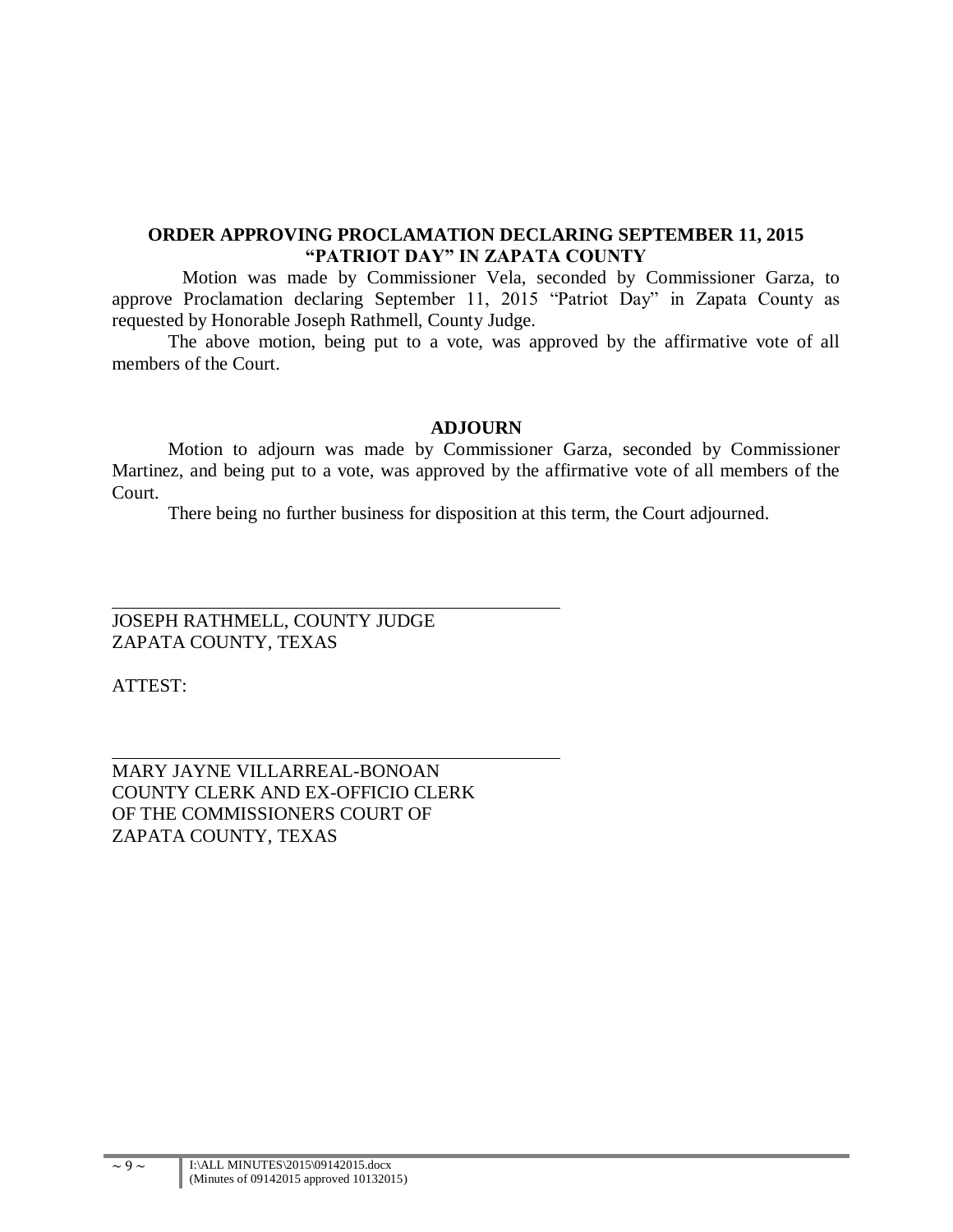**ORDER APPROVING PROCLAMATION DECLARING SEPTEMBER 11, 2015 "PATRIOT DAY" IN ZAPATA COUNTY**

Motion was made by Commissioner Vela, seconded by Commissioner Garza, to approve Proclamation declaring September 11, 2015 "Patriot Day" in Zapata County as requested by Honorable Joseph Rathmell, County Judge.

The above motion, being put to a vote, was approved by the affirmative vote of all members of the Court.

**ADJOURN**

Motion to adjourn was made by Commissioner Garza, seconded by Commissioner Martinez, and being put to a vote, was approved by the affirmative vote of all members of the Court.

There being no further business for disposition at this term, the Court adjourned.

\_\_\_\_\_\_\_\_\_\_\_\_\_\_\_\_\_\_\_\_\_\_\_\_\_\_\_\_\_\_\_\_\_\_\_\_\_\_\_\_

JOSEPH RATHMELL, COUNTY JUDGE
ZAPATA COUNTY, TEXAS

ATTEST:

\_\_\_\_\_\_\_\_\_\_\_\_\_\_\_\_\_\_\_\_\_\_\_\_\_\_\_\_\_\_\_\_\_\_\_\_\_\_\_\_

MARY JAYNE VILLARREAL-BONOAN
COUNTY CLERK AND EX-OFFICIO CLERK
OF THE COMMISSIONERS COURT OF
ZAPATA COUNTY, TEXAS